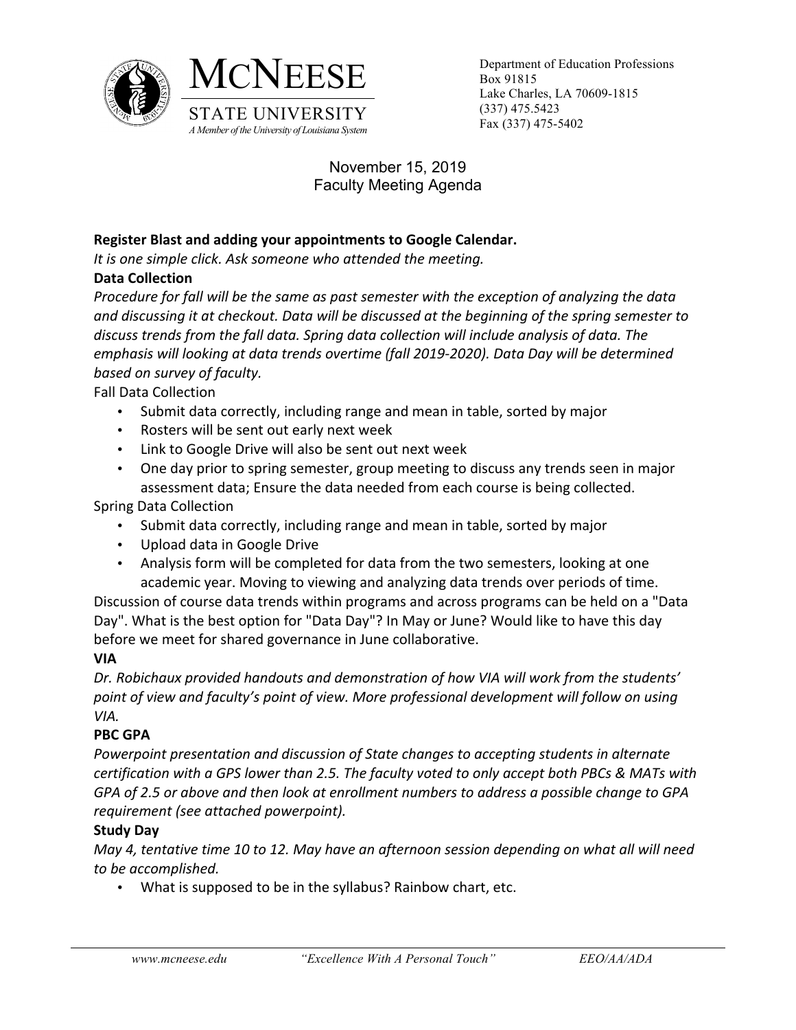# McNeese State University

*A Member of the University of Louisiana System*

Department of Education Professions
Box 91815
Lake Charles, LA 70609-1815
(337) 475.5423
Fax (337) 475-5402

November 15, 2019
Faculty Meeting Agenda

**Register Blast and adding your appointments to Google Calendar.**

*It is one simple click. Ask someone who attended the meeting.*

**Data Collection**

*Procedure for fall will be the same as past semester with the exception of analyzing the data and discussing it at checkout. Data will be discussed at the beginning of the spring semester to discuss trends from the fall data. Spring data collection will include analysis of data. The emphasis will looking at data trends overtime (fall 2019-2020). Data Day will be determined based on survey of faculty.*

Fall Data Collection

- Submit data correctly, including range and mean in table, sorted by major
- Rosters will be sent out early next week
- Link to Google Drive will also be sent out next week
- One day prior to spring semester, group meeting to discuss any trends seen in major assessment data; Ensure the data needed from each course is being collected.

Spring Data Collection

- Submit data correctly, including range and mean in table, sorted by major
- Upload data in Google Drive
- Analysis form will be completed for data from the two semesters, looking at one academic year. Moving to viewing and analyzing data trends over periods of time.

Discussion of course data trends within programs and across programs can be held on a "Data Day". What is the best option for "Data Day"? In May or June? Would like to have this day before we meet for shared governance in June collaborative.

**VIA**

*Dr. Robichaux provided handouts and demonstration of how VIA will work from the students' point of view and faculty's point of view. More professional development will follow on using VIA.*

**PBC GPA**

*Powerpoint presentation and discussion of State changes to accepting students in alternate certification with a GPS lower than 2.5. The faculty voted to only accept both PBCs & MATs with GPA of 2.5 or above and then look at enrollment numbers to address a possible change to GPA requirement (see attached powerpoint).*

**Study Day**

*May 4, tentative time 10 to 12. May have an afternoon session depending on what all will need to be accomplished.*

- What is supposed to be in the syllabus? Rainbow chart, etc.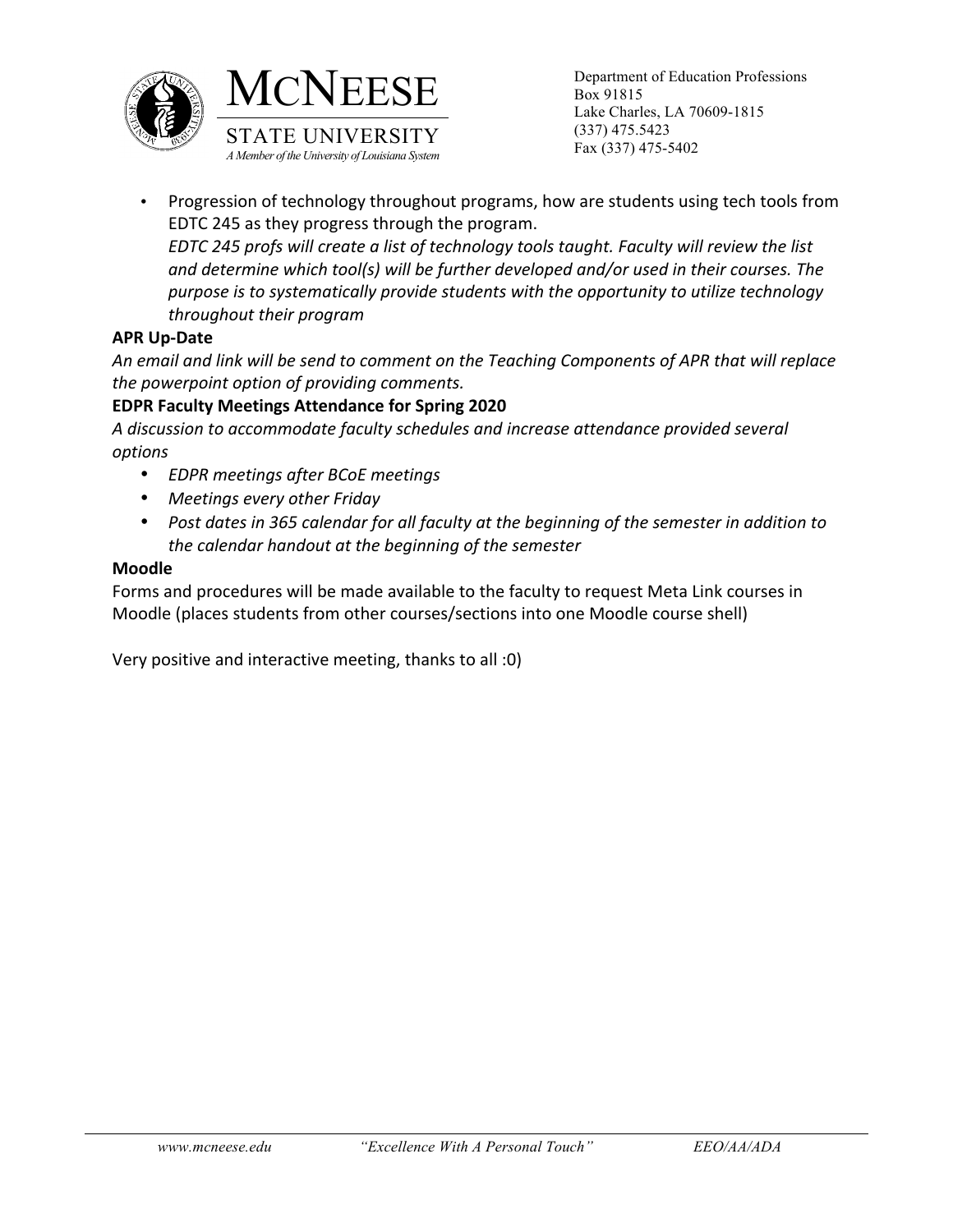- Progression of technology throughout programs, how are students using tech tools from EDTC 245 as they progress through the program.
  *EDTC 245 profs will create a list of technology tools taught. Faculty will review the list and determine which tool(s) will be further developed and/or used in their courses. The purpose is to systematically provide students with the opportunity to utilize technology throughout their program*

**APR Up-Date**

*An email and link will be send to comment on the Teaching Components of APR that will replace the powerpoint option of providing comments.*

**EDPR Faculty Meetings Attendance for Spring 2020**

*A discussion to accommodate faculty schedules and increase attendance provided several options*

- *EDPR meetings after BCoE meetings*
- *Meetings every other Friday*
- *Post dates in 365 calendar for all faculty at the beginning of the semester in addition to the calendar handout at the beginning of the semester*

**Moodle**

Forms and procedures will be made available to the faculty to request Meta Link courses in Moodle (places students from other courses/sections into one Moodle course shell)

Very positive and interactive meeting, thanks to all :0)